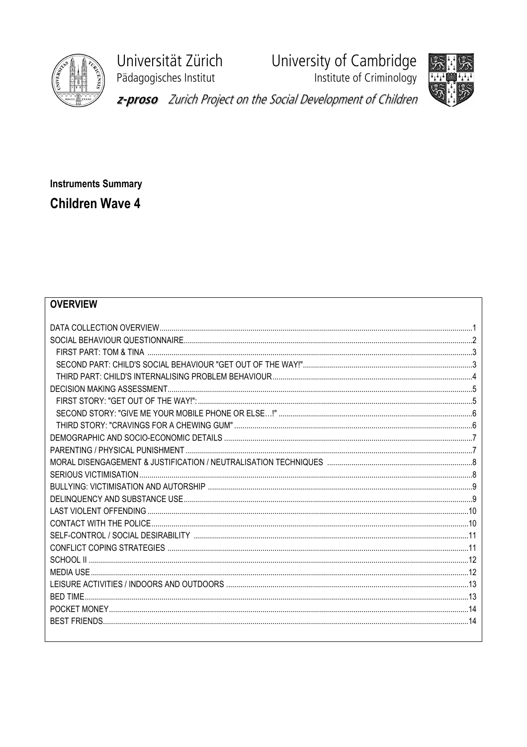Universität Zürich
Pädagogisches Institut

University of Cambridge
Institute of Criminology

***z-proso*** *Zurich Project on the Social Development of Children*

**Instruments Summary**

## Children Wave 4

### OVERVIEW

- DATA COLLECTION OVERVIEW ... 1
- SOCIAL BEHAVIOUR QUESTIONNAIRE ... 2
  - FIRST PART: TOM & TINA ... 3
  - SECOND PART: CHILD'S SOCIAL BEHAVIOUR "GET OUT OF THE WAY!" ... 3
  - THIRD PART: CHILD'S INTERNALISING PROBLEM BEHAVIOUR ... 4
- DECISION MAKING ASSESSMENT ... 5
  - FIRST STORY: "GET OUT OF THE WAY!": ... 5
  - SECOND STORY: "GIVE ME YOUR MOBILE PHONE OR ELSE…!" ... 6
  - THIRD STORY: "CRAVINGS FOR A CHEWING GUM" ... 6
- DEMOGRAPHIC AND SOCIO-ECONOMIC DETAILS ... 7
- PARENTING / PHYSICAL PUNISHMENT ... 7
- MORAL DISENGAGEMENT & JUSTIFICATION / NEUTRALISATION TECHNIQUES ... 8
- SERIOUS VICTIMISATION ... 8
- BULLYING: VICTIMISATION AND AUTORSHIP ... 9
- DELINQUENCY AND SUBSTANCE USE ... 9
- LAST VIOLENT OFFENDING ... 10
- CONTACT WITH THE POLICE ... 10
- SELF-CONTROL / SOCIAL DESIRABILITY ... 11
- CONFLICT COPING STRATEGIES ... 11
- SCHOOL II ... 12
- MEDIA USE ... 12
- LEISURE ACTIVITIES / INDOORS AND OUTDOORS ... 13
- BED TIME ... 13
- POCKET MONEY ... 14
- BEST FRIENDS ... 14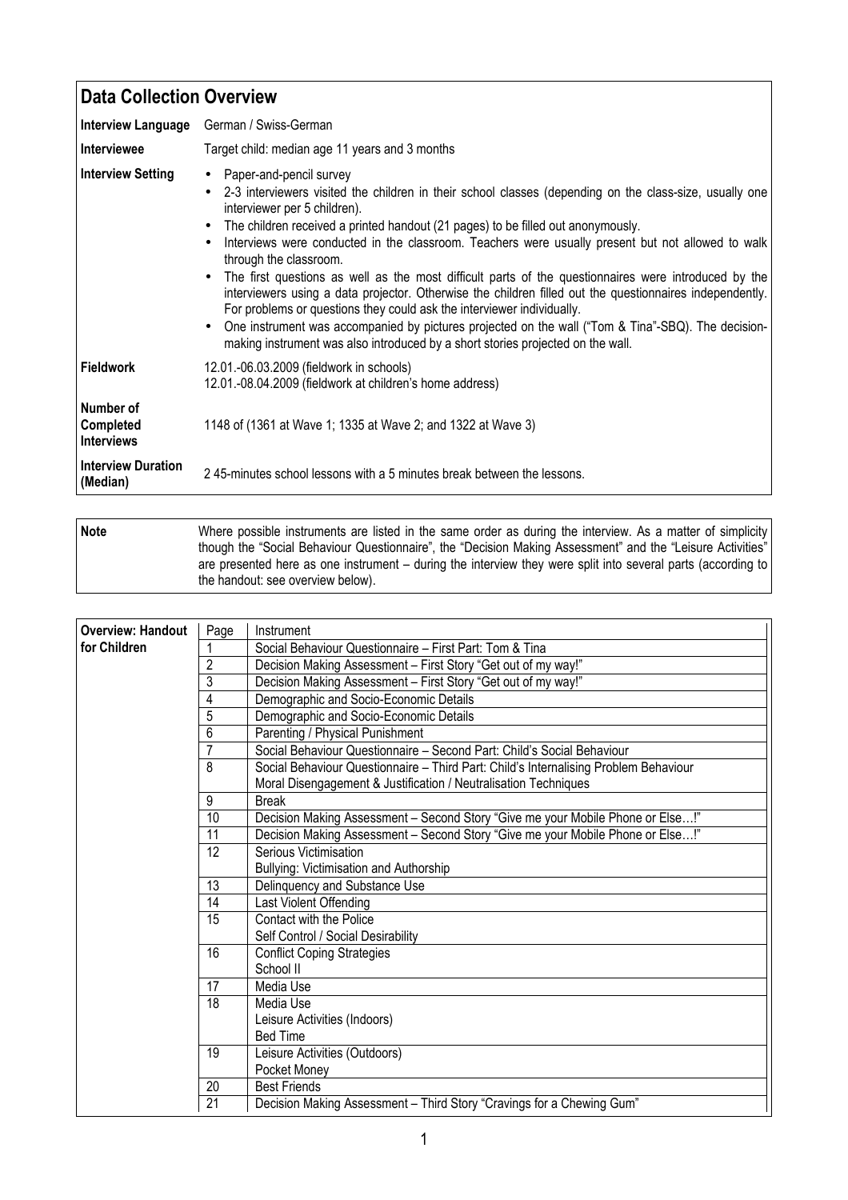## Data Collection Overview

| | |
|---|---|
| **Interview Language** | German / Swiss-German |
| **Interviewee** | Target child: median age 11 years and 3 months |
| **Interview Setting** | • Paper-and-pencil survey<br>• 2-3 interviewers visited the children in their school classes (depending on the class-size, usually one interviewer per 5 children).<br>• The children received a printed handout (21 pages) to be filled out anonymously.<br>• Interviews were conducted in the classroom. Teachers were usually present but not allowed to walk through the classroom.<br>• The first questions as well as the most difficult parts of the questionnaires were introduced by the interviewers using a data projector. Otherwise the children filled out the questionnaires independently. For problems or questions they could ask the interviewer individually.<br>• One instrument was accompanied by pictures projected on the wall ("Tom & Tina"-SBQ). The decision-making instrument was also introduced by a short stories projected on the wall. |
| **Fieldwork** | 12.01.-06.03.2009 (fieldwork in schools)<br>12.01.-08.04.2009 (fieldwork at children's home address) |
| **Number of Completed Interviews** | 1148 of (1361 at Wave 1; 1335 at Wave 2; and 1322 at Wave 3) |
| **Interview Duration (Median)** | 2 45-minutes school lessons with a 5 minutes break between the lessons. |

| | |
|---|---|
| **Note** | Where possible instruments are listed in the same order as during the interview. As a matter of simplicity though the "Social Behaviour Questionnaire", the "Decision Making Assessment" and the "Leisure Activities" are presented here as one instrument – during the interview they were split into several parts (according to the handout: see overview below). |

| **Overview: Handout for Children** | Page | Instrument |
|---|---|---|
| | 1 | Social Behaviour Questionnaire – First Part: Tom & Tina |
| | 2 | Decision Making Assessment – First Story "Get out of my way!" |
| | 3 | Decision Making Assessment – First Story "Get out of my way!" |
| | 4 | Demographic and Socio-Economic Details |
| | 5 | Demographic and Socio-Economic Details |
| | 6 | Parenting / Physical Punishment |
| | 7 | Social Behaviour Questionnaire – Second Part: Child's Social Behaviour |
| | 8 | Social Behaviour Questionnaire – Third Part: Child's Internalising Problem Behaviour<br>Moral Disengagement & Justification / Neutralisation Techniques |
| | 9 | Break |
| | 10 | Decision Making Assessment – Second Story "Give me your Mobile Phone or Else…!" |
| | 11 | Decision Making Assessment – Second Story "Give me your Mobile Phone or Else…!" |
| | 12 | Serious Victimisation<br>Bullying: Victimisation and Authorship |
| | 13 | Delinquency and Substance Use |
| | 14 | Last Violent Offending |
| | 15 | Contact with the Police<br>Self Control / Social Desirability |
| | 16 | Conflict Coping Strategies<br>School II |
| | 17 | Media Use |
| | 18 | Media Use<br>Leisure Activities (Indoors)<br>Bed Time |
| | 19 | Leisure Activities (Outdoors)<br>Pocket Money |
| | 20 | Best Friends |
| | 21 | Decision Making Assessment – Third Story "Cravings for a Chewing Gum" |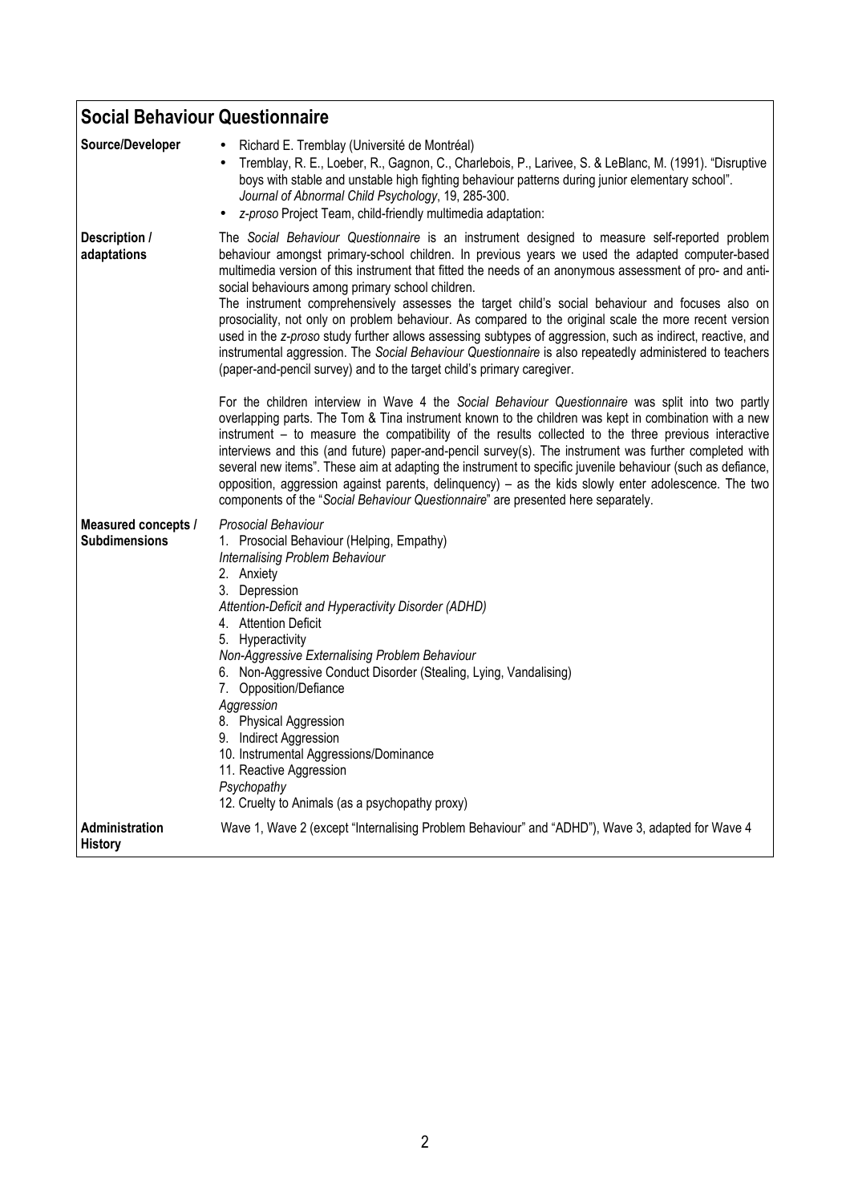## Social Behaviour Questionnaire

| | |
|---|---|
| **Source/Developer** | • Richard E. Tremblay (Université de Montréal)<br>• Tremblay, R. E., Loeber, R., Gagnon, C., Charlebois, P., Larivee, S. & LeBlanc, M. (1991). "Disruptive boys with stable and unstable high fighting behaviour patterns during junior elementary school". *Journal of Abnormal Child Psychology*, 19, 285-300.<br>• *z-proso* Project Team, child-friendly multimedia adaptation: |
| **Description / adaptations** | The *Social Behaviour Questionnaire* is an instrument designed to measure self-reported problem behaviour amongst primary-school children. In previous years we used the adapted computer-based multimedia version of this instrument that fitted the needs of an anonymous assessment of pro- and anti-social behaviours among primary school children.<br>The instrument comprehensively assesses the target child's social behaviour and focuses also on prosociality, not only on problem behaviour. As compared to the original scale the more recent version used in the *z-proso* study further allows assessing subtypes of aggression, such as indirect, reactive, and instrumental aggression. The *Social Behaviour Questionnaire* is also repeatedly administered to teachers (paper-and-pencil survey) and to the target child's primary caregiver.<br><br>For the children interview in Wave 4 the *Social Behaviour Questionnaire* was split into two partly overlapping parts. The Tom & Tina instrument known to the children was kept in combination with a new instrument – to measure the compatibility of the results collected to the three previous interactive interviews and this (and future) paper-and-pencil survey(s). The instrument was further completed with several new items". These aim at adapting the instrument to specific juvenile behaviour (such as defiance, opposition, aggression against parents, delinquency) – as the kids slowly enter adolescence. The two components of the "*Social Behaviour Questionnaire*" are presented here separately. |
| **Measured concepts / Subdimensions** | *Prosocial Behaviour*<br>1. Prosocial Behaviour (Helping, Empathy)<br>*Internalising Problem Behaviour*<br>2. Anxiety<br>3. Depression<br>*Attention-Deficit and Hyperactivity Disorder (ADHD)*<br>4. Attention Deficit<br>5. Hyperactivity<br>*Non-Aggressive Externalising Problem Behaviour*<br>6. Non-Aggressive Conduct Disorder (Stealing, Lying, Vandalising)<br>7. Opposition/Defiance<br>*Aggression*<br>8. Physical Aggression<br>9. Indirect Aggression<br>10. Instrumental Aggressions/Dominance<br>11. Reactive Aggression<br>*Psychopathy*<br>12. Cruelty to Animals (as a psychopathy proxy) |
| **Administration History** | Wave 1, Wave 2 (except "Internalising Problem Behaviour" and "ADHD"), Wave 3, adapted for Wave 4 |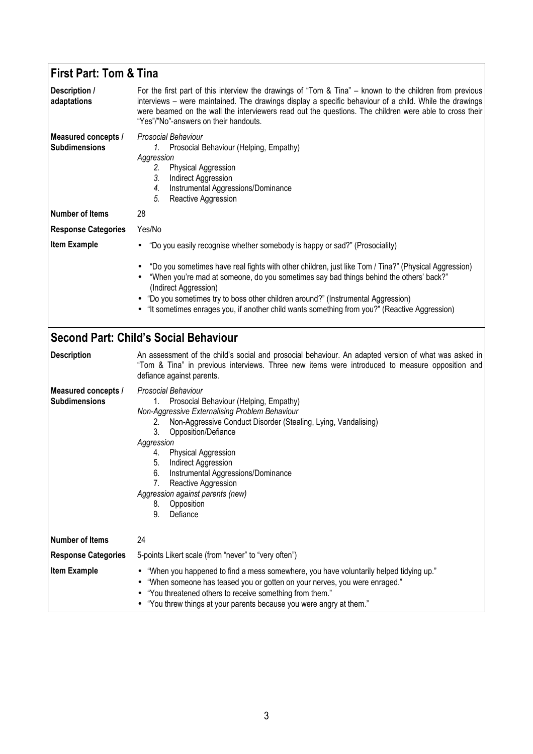## First Part: Tom & Tina

| | |
|---|---|
| **Description / adaptations** | For the first part of this interview the drawings of "Tom & Tina" – known to the children from previous interviews – were maintained. The drawings display a specific behaviour of a child. While the drawings were beamed on the wall the interviewers read out the questions. The children were able to cross their "Yes"/"No"-answers on their handouts. |
| **Measured concepts / Subdimensions** | *Prosocial Behaviour*<br>*1.* Prosocial Behaviour (Helping, Empathy)<br>*Aggression*<br>*2.* Physical Aggression<br>*3.* Indirect Aggression<br>*4.* Instrumental Aggressions/Dominance<br>*5.* Reactive Aggression |
| **Number of Items** | 28 |
| **Response Categories** | Yes/No |
| **Item Example** | • "Do you easily recognise whether somebody is happy or sad?" (Prosociality)<br>• "Do you sometimes have real fights with other children, just like Tom / Tina?" (Physical Aggression)<br>• "When you're mad at someone, do you sometimes say bad things behind the others' back?" (Indirect Aggression)<br>• "Do you sometimes try to boss other children around?" (Instrumental Aggression)<br>• "It sometimes enrages you, if another child wants something from you?" (Reactive Aggression) |

## Second Part: Child's Social Behaviour

| | |
|---|---|
| **Description** | An assessment of the child's social and prosocial behaviour. An adapted version of what was asked in "Tom & Tina" in previous interviews. Three new items were introduced to measure opposition and defiance against parents. |
| **Measured concepts / Subdimensions** | *Prosocial Behaviour*<br>1. Prosocial Behaviour (Helping, Empathy)<br>*Non-Aggressive Externalising Problem Behaviour*<br>2. Non-Aggressive Conduct Disorder (Stealing, Lying, Vandalising)<br>3. Opposition/Defiance<br>*Aggression*<br>4. Physical Aggression<br>5. Indirect Aggression<br>6. Instrumental Aggressions/Dominance<br>7. Reactive Aggression<br>*Aggression against parents (new)*<br>8. Opposition<br>9. Defiance |
| **Number of Items** | 24 |
| **Response Categories** | 5-points Likert scale (from "never" to "very often") |
| **Item Example** | • "When you happened to find a mess somewhere, you have voluntarily helped tidying up."<br>• "When someone has teased you or gotten on your nerves, you were enraged."<br>• "You threatened others to receive something from them."<br>• "You threw things at your parents because you were angry at them." |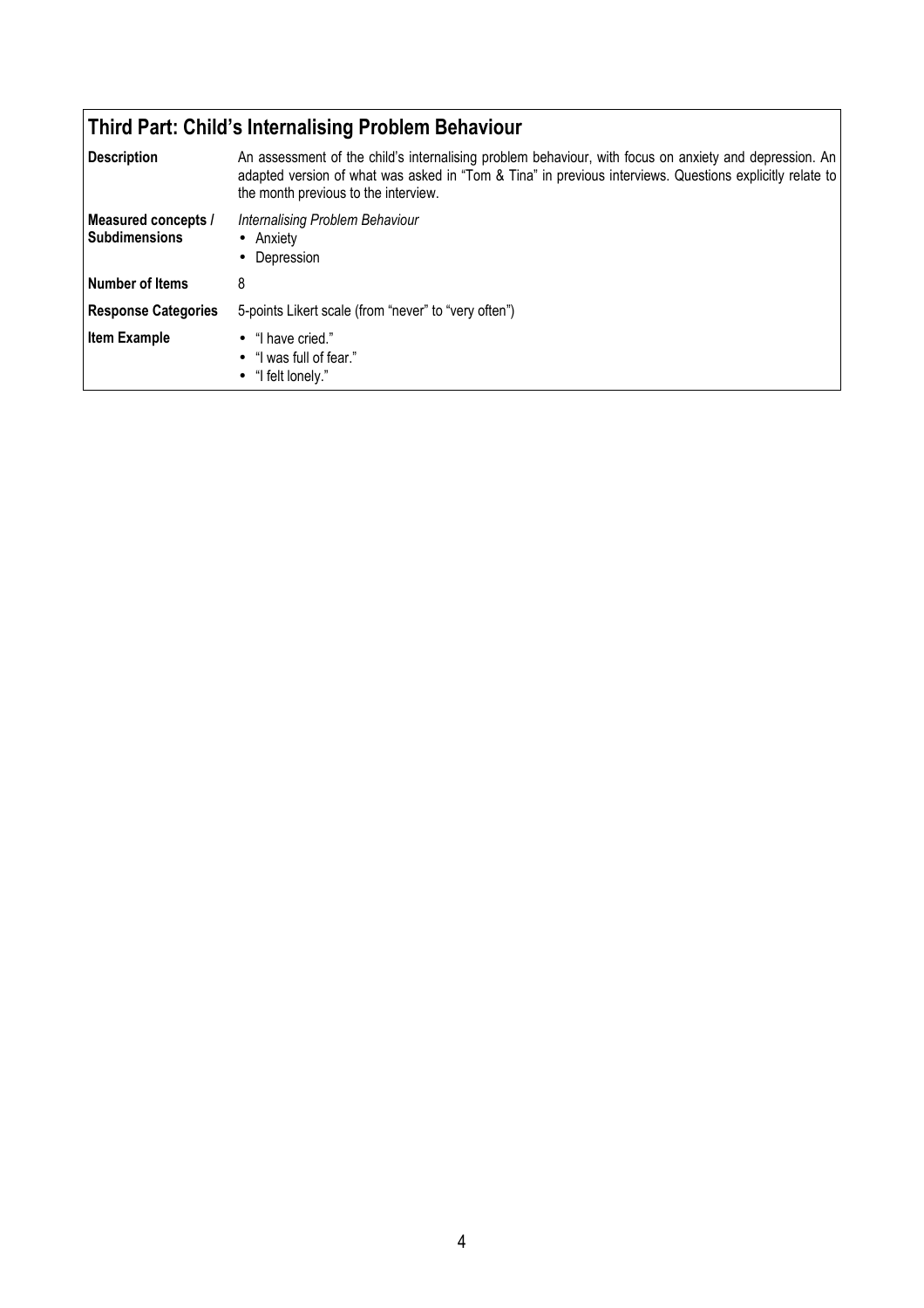## Third Part: Child's Internalising Problem Behaviour

| | |
|---|---|
| **Description** | An assessment of the child's internalising problem behaviour, with focus on anxiety and depression. An adapted version of what was asked in "Tom & Tina" in previous interviews. Questions explicitly relate to the month previous to the interview. |
| **Measured concepts / Subdimensions** | *Internalising Problem Behaviour*<br>• Anxiety<br>• Depression |
| **Number of Items** | 8 |
| **Response Categories** | 5-points Likert scale (from "never" to "very often") |
| **Item Example** | • "I have cried."<br>• "I was full of fear."<br>• "I felt lonely." |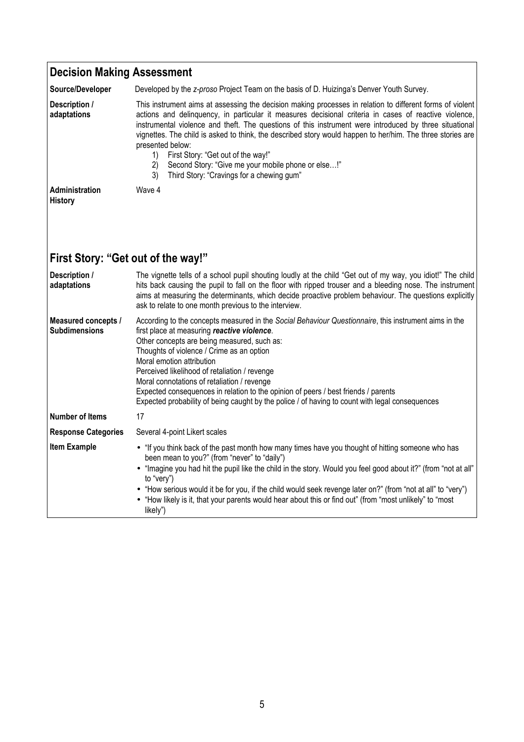## Decision Making Assessment

| | |
|---|---|
| **Source/Developer** | Developed by the *z-proso* Project Team on the basis of D. Huizinga's Denver Youth Survey. |
| **Description / adaptations** | This instrument aims at assessing the decision making processes in relation to different forms of violent actions and delinquency, in particular it measures decisional criteria in cases of reactive violence, instrumental violence and theft. The questions of this instrument were introduced by three situational vignettes. The child is asked to think, the described story would happen to her/him. The three stories are presented below:<br>1) First Story: "Get out of the way!"<br>2) Second Story: "Give me your mobile phone or else…!"<br>3) Third Story: "Cravings for a chewing gum" |
| **Administration History** | Wave 4 |

## First Story: "Get out of the way!"

| | |
|---|---|
| **Description / adaptations** | The vignette tells of a school pupil shouting loudly at the child "Get out of my way, you idiot!" The child hits back causing the pupil to fall on the floor with ripped trouser and a bleeding nose. The instrument aims at measuring the determinants, which decide proactive problem behaviour. The questions explicitly ask to relate to one month previous to the interview. |
| **Measured concepts / Subdimensions** | According to the concepts measured in the *Social Behaviour Questionnaire*, this instrument aims in the first place at measuring ***reactive violence***.<br>Other concepts are being measured, such as:<br>Thoughts of violence / Crime as an option<br>Moral emotion attribution<br>Perceived likelihood of retaliation / revenge<br>Moral connotations of retaliation / revenge<br>Expected consequences in relation to the opinion of peers / best friends / parents<br>Expected probability of being caught by the police / of having to count with legal consequences |
| **Number of Items** | 17 |
| **Response Categories** | Several 4-point Likert scales |
| **Item Example** | • "If you think back of the past month how many times have you thought of hitting someone who has been mean to you?" (from "never" to "daily")<br>• "Imagine you had hit the pupil like the child in the story. Would you feel good about it?" (from "not at all" to "very")<br>• "How serious would it be for you, if the child would seek revenge later on?" (from "not at all" to "very")<br>• "How likely is it, that your parents would hear about this or find out" (from "most unlikely" to "most likely") |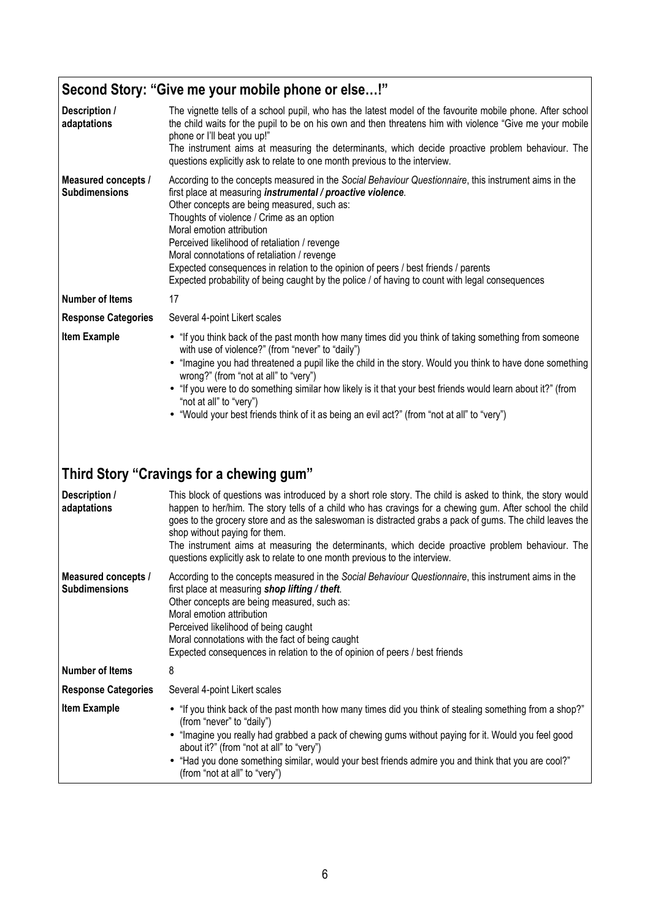## Second Story: "Give me your mobile phone or else…!"

| | |
|---|---|
| **Description / adaptations** | The vignette tells of a school pupil, who has the latest model of the favourite mobile phone. After school the child waits for the pupil to be on his own and then threatens him with violence "Give me your mobile phone or I'll beat you up!"<br>The instrument aims at measuring the determinants, which decide proactive problem behaviour. The questions explicitly ask to relate to one month previous to the interview. |
| **Measured concepts / Subdimensions** | According to the concepts measured in the *Social Behaviour Questionnaire*, this instrument aims in the first place at measuring ***instrumental / proactive violence***.<br>Other concepts are being measured, such as:<br>Thoughts of violence / Crime as an option<br>Moral emotion attribution<br>Perceived likelihood of retaliation / revenge<br>Moral connotations of retaliation / revenge<br>Expected consequences in relation to the opinion of peers / best friends / parents<br>Expected probability of being caught by the police / of having to count with legal consequences |
| **Number of Items** | 17 |
| **Response Categories** | Several 4-point Likert scales |
| **Item Example** | • "If you think back of the past month how many times did you think of taking something from someone with use of violence?" (from "never" to "daily")<br>• "Imagine you had threatened a pupil like the child in the story. Would you think to have done something wrong?" (from "not at all" to "very")<br>• "If you were to do something similar how likely is it that your best friends would learn about it?" (from "not at all" to "very")<br>• "Would your best friends think of it as being an evil act?" (from "not at all" to "very") |

## Third Story "Cravings for a chewing gum"

| | |
|---|---|
| **Description / adaptations** | This block of questions was introduced by a short role story. The child is asked to think, the story would happen to her/him. The story tells of a child who has cravings for a chewing gum. After school the child goes to the grocery store and as the saleswoman is distracted grabs a pack of gums. The child leaves the shop without paying for them.<br>The instrument aims at measuring the determinants, which decide proactive problem behaviour. The questions explicitly ask to relate to one month previous to the interview. |
| **Measured concepts / Subdimensions** | According to the concepts measured in the *Social Behaviour Questionnaire*, this instrument aims in the first place at measuring ***shop lifting / theft***.<br>Other concepts are being measured, such as:<br>Moral emotion attribution<br>Perceived likelihood of being caught<br>Moral connotations with the fact of being caught<br>Expected consequences in relation to the of opinion of peers / best friends |
| **Number of Items** | 8 |
| **Response Categories** | Several 4-point Likert scales |
| **Item Example** | • "If you think back of the past month how many times did you think of stealing something from a shop?" (from "never" to "daily")<br>• "Imagine you really had grabbed a pack of chewing gums without paying for it. Would you feel good about it?" (from "not at all" to "very")<br>• "Had you done something similar, would your best friends admire you and think that you are cool?" (from "not at all" to "very") |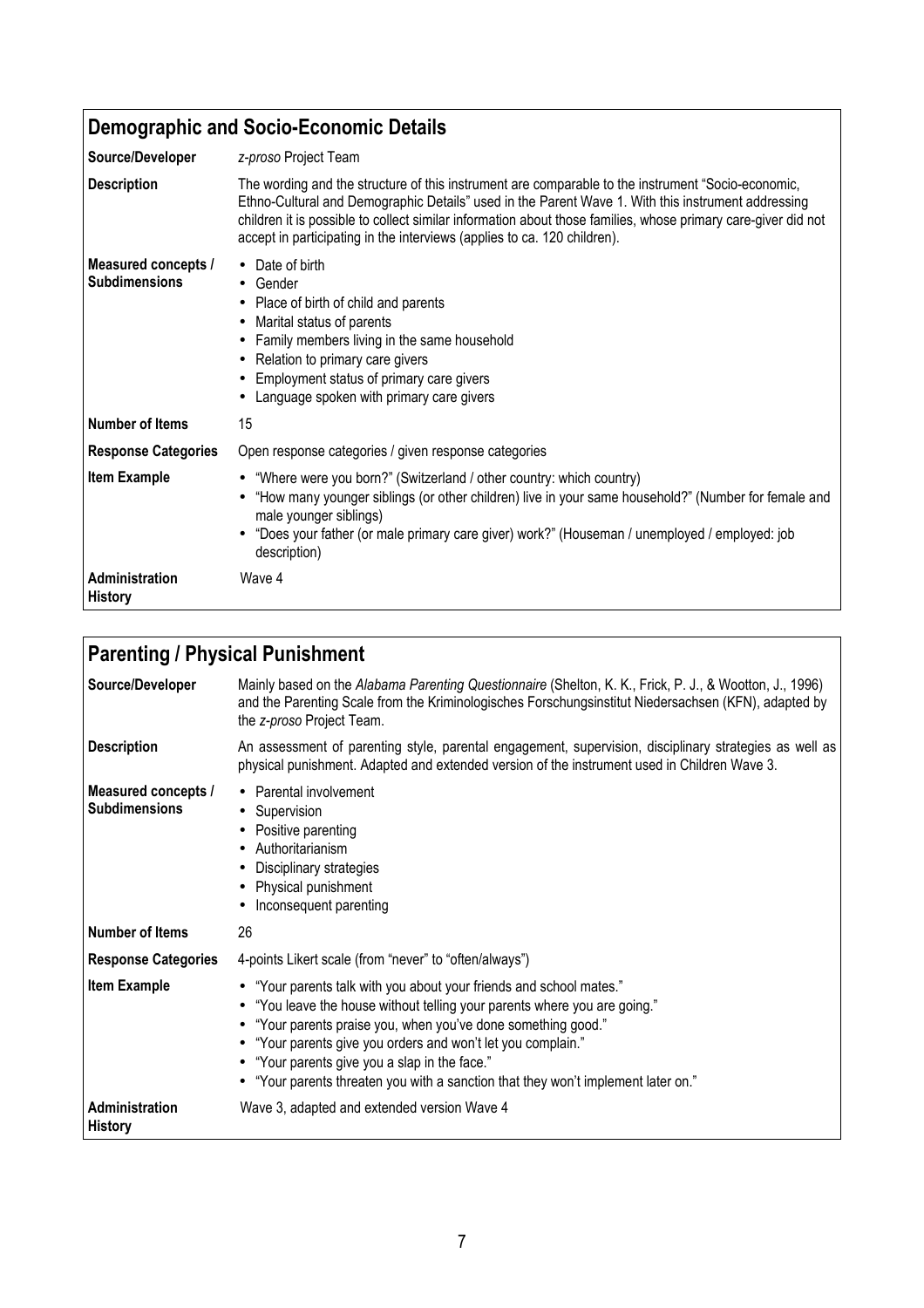## Demographic and Socio-Economic Details

| | |
|---|---|
| **Source/Developer** | *z-proso* Project Team |
| **Description** | The wording and the structure of this instrument are comparable to the instrument "Socio-economic, Ethno-Cultural and Demographic Details" used in the Parent Wave 1. With this instrument addressing children it is possible to collect similar information about those families, whose primary care-giver did not accept in participating in the interviews (applies to ca. 120 children). |
| **Measured concepts / Subdimensions** | • Date of birth<br>• Gender<br>• Place of birth of child and parents<br>• Marital status of parents<br>• Family members living in the same household<br>• Relation to primary care givers<br>• Employment status of primary care givers<br>• Language spoken with primary care givers |
| **Number of Items** | 15 |
| **Response Categories** | Open response categories / given response categories |
| **Item Example** | • "Where were you born?" (Switzerland / other country: which country)<br>• "How many younger siblings (or other children) live in your same household?" (Number for female and male younger siblings)<br>• "Does your father (or male primary care giver) work?" (Houseman / unemployed / employed: job description) |
| **Administration History** | Wave 4 |

## Parenting / Physical Punishment

| | |
|---|---|
| **Source/Developer** | Mainly based on the *Alabama Parenting Questionnaire* (Shelton, K. K., Frick, P. J., & Wootton, J., 1996) and the Parenting Scale from the Kriminologisches Forschungsinstitut Niedersachsen (KFN), adapted by the *z-proso* Project Team. |
| **Description** | An assessment of parenting style, parental engagement, supervision, disciplinary strategies as well as physical punishment. Adapted and extended version of the instrument used in Children Wave 3. |
| **Measured concepts / Subdimensions** | • Parental involvement<br>• Supervision<br>• Positive parenting<br>• Authoritarianism<br>• Disciplinary strategies<br>• Physical punishment<br>• Inconsequent parenting |
| **Number of Items** | 26 |
| **Response Categories** | 4-points Likert scale (from "never" to "often/always") |
| **Item Example** | • "Your parents talk with you about your friends and school mates."<br>• "You leave the house without telling your parents where you are going."<br>• "Your parents praise you, when you've done something good."<br>• "Your parents give you orders and won't let you complain."<br>• "Your parents give you a slap in the face."<br>• "Your parents threaten you with a sanction that they won't implement later on." |
| **Administration History** | Wave 3, adapted and extended version Wave 4 |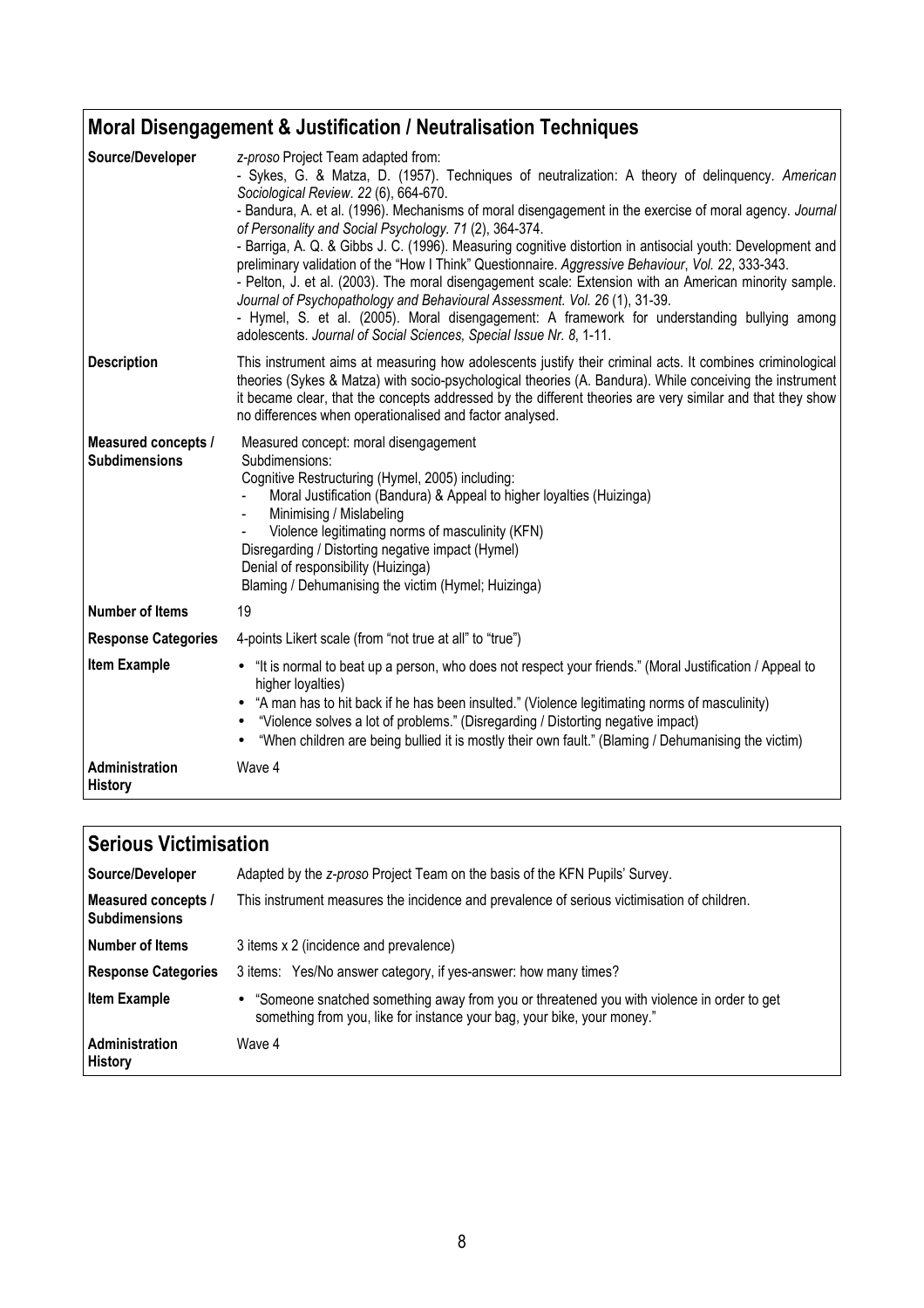## Moral Disengagement & Justification / Neutralisation Techniques

| | |
|---|---|
| **Source/Developer** | *z-proso* Project Team adapted from:<br>- Sykes, G. & Matza, D. (1957). Techniques of neutralization: A theory of delinquency. *American Sociological Review. 22* (6), 664-670.<br>- Bandura, A. et al. (1996). Mechanisms of moral disengagement in the exercise of moral agency. *Journal of Personality and Social Psychology. 71* (2), 364-374.<br>- Barriga, A. Q. & Gibbs J. C. (1996). Measuring cognitive distortion in antisocial youth: Development and preliminary validation of the "How I Think" Questionnaire. *Aggressive Behaviour*, *Vol. 22*, 333-343.<br>- Pelton, J. et al. (2003). The moral disengagement scale: Extension with an American minority sample. *Journal of Psychopathology and Behavioural Assessment. Vol. 26* (1), 31-39.<br>- Hymel, S. et al. (2005). Moral disengagement: A framework for understanding bullying among adolescents. *Journal of Social Sciences, Special Issue Nr. 8*, 1-11. |
| **Description** | This instrument aims at measuring how adolescents justify their criminal acts. It combines criminological theories (Sykes & Matza) with socio-psychological theories (A. Bandura). While conceiving the instrument it became clear, that the concepts addressed by the different theories are very similar and that they show no differences when operationalised and factor analysed. |
| **Measured concepts / Subdimensions** | Measured concept: moral disengagement<br>Subdimensions:<br>Cognitive Restructuring (Hymel, 2005) including:<br>- Moral Justification (Bandura) & Appeal to higher loyalties (Huizinga)<br>- Minimising / Mislabeling<br>- Violence legitimating norms of masculinity (KFN)<br>Disregarding / Distorting negative impact (Hymel)<br>Denial of responsibility (Huizinga)<br>Blaming / Dehumanising the victim (Hymel; Huizinga) |
| **Number of Items** | 19 |
| **Response Categories** | 4-points Likert scale (from "not true at all" to "true") |
| **Item Example** | • "It is normal to beat up a person, who does not respect your friends." (Moral Justification / Appeal to higher loyalties)<br>• "A man has to hit back if he has been insulted." (Violence legitimating norms of masculinity)<br>• "Violence solves a lot of problems." (Disregarding / Distorting negative impact)<br>• "When children are being bullied it is mostly their own fault." (Blaming / Dehumanising the victim) |
| **Administration History** | Wave 4 |

## Serious Victimisation

| | |
|---|---|
| **Source/Developer** | Adapted by the *z-proso* Project Team on the basis of the KFN Pupils' Survey. |
| **Measured concepts / Subdimensions** | This instrument measures the incidence and prevalence of serious victimisation of children. |
| **Number of Items** | 3 items x 2 (incidence and prevalence) |
| **Response Categories** | 3 items: Yes/No answer category, if yes-answer: how many times? |
| **Item Example** | • "Someone snatched something away from you or threatened you with violence in order to get something from you, like for instance your bag, your bike, your money." |
| **Administration History** | Wave 4 |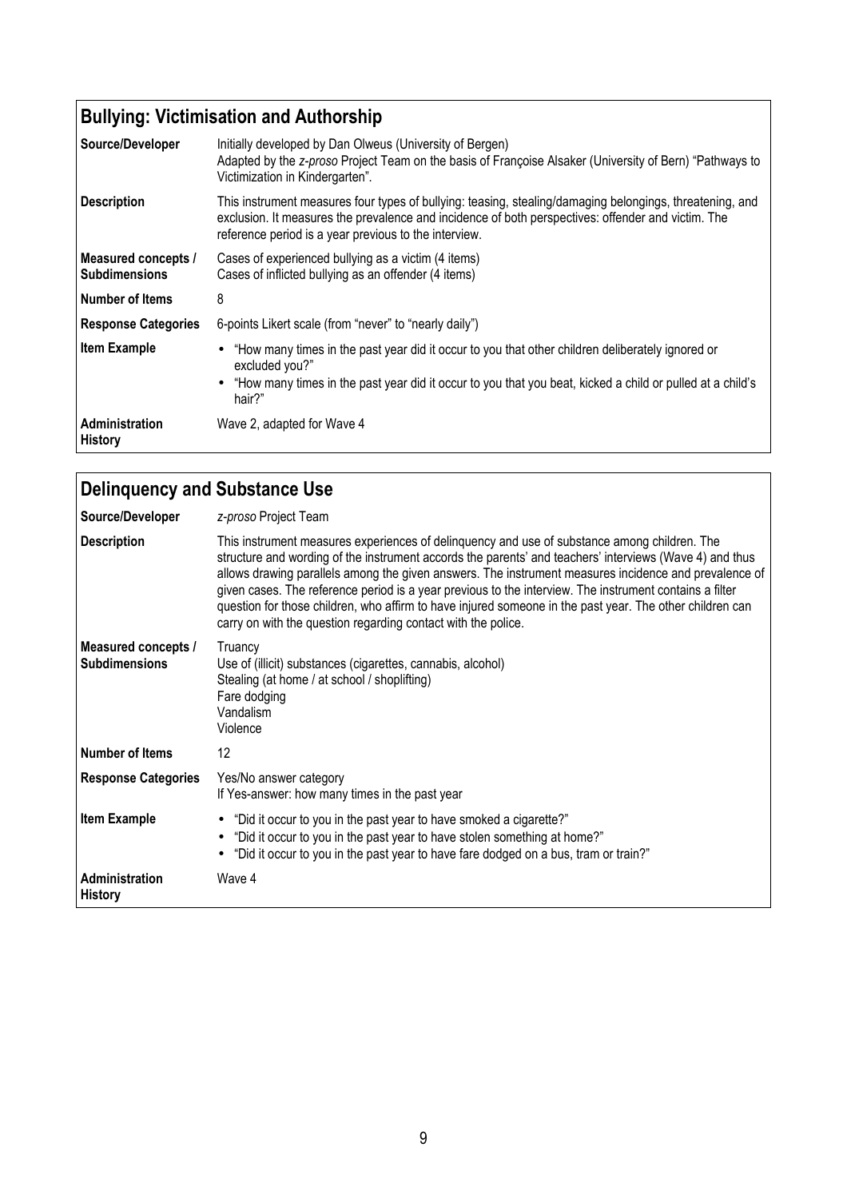## Bullying: Victimisation and Authorship

| | |
|---|---|
| **Source/Developer** | Initially developed by Dan Olweus (University of Bergen)<br>Adapted by the *z-proso* Project Team on the basis of Françoise Alsaker (University of Bern) "Pathways to Victimization in Kindergarten". |
| **Description** | This instrument measures four types of bullying: teasing, stealing/damaging belongings, threatening, and exclusion. It measures the prevalence and incidence of both perspectives: offender and victim. The reference period is a year previous to the interview. |
| **Measured concepts / Subdimensions** | Cases of experienced bullying as a victim (4 items)<br>Cases of inflicted bullying as an offender (4 items) |
| **Number of Items** | 8 |
| **Response Categories** | 6-points Likert scale (from "never" to "nearly daily") |
| **Item Example** | • "How many times in the past year did it occur to you that other children deliberately ignored or excluded you?"<br>• "How many times in the past year did it occur to you that you beat, kicked a child or pulled at a child's hair?" |
| **Administration History** | Wave 2, adapted for Wave 4 |

## Delinquency and Substance Use

| | |
|---|---|
| **Source/Developer** | *z-proso* Project Team |
| **Description** | This instrument measures experiences of delinquency and use of substance among children. The structure and wording of the instrument accords the parents' and teachers' interviews (Wave 4) and thus allows drawing parallels among the given answers. The instrument measures incidence and prevalence of given cases. The reference period is a year previous to the interview. The instrument contains a filter question for those children, who affirm to have injured someone in the past year. The other children can carry on with the question regarding contact with the police. |
| **Measured concepts / Subdimensions** | Truancy<br>Use of (illicit) substances (cigarettes, cannabis, alcohol)<br>Stealing (at home / at school / shoplifting)<br>Fare dodging<br>Vandalism<br>Violence |
| **Number of Items** | 12 |
| **Response Categories** | Yes/No answer category<br>If Yes-answer: how many times in the past year |
| **Item Example** | • "Did it occur to you in the past year to have smoked a cigarette?"<br>• "Did it occur to you in the past year to have stolen something at home?"<br>• "Did it occur to you in the past year to have fare dodged on a bus, tram or train?" |
| **Administration History** | Wave 4 |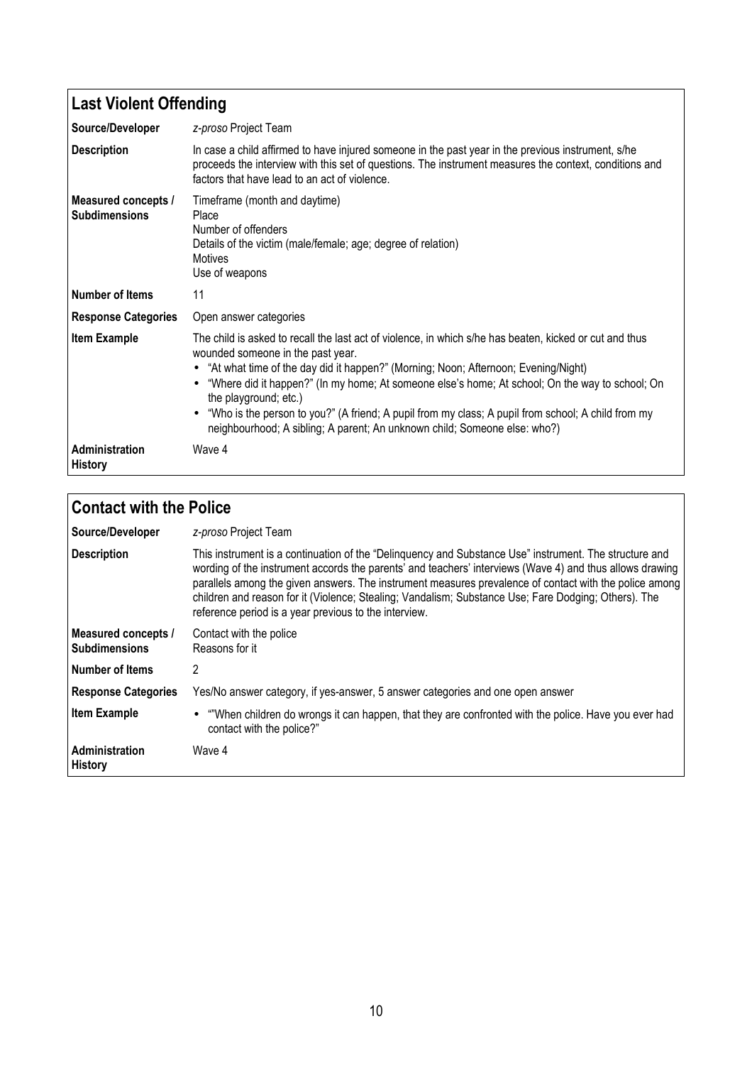## Last Violent Offending

| | |
|---|---|
| **Source/Developer** | *z-proso* Project Team |
| **Description** | In case a child affirmed to have injured someone in the past year in the previous instrument, s/he proceeds the interview with this set of questions. The instrument measures the context, conditions and factors that have lead to an act of violence. |
| **Measured concepts / Subdimensions** | Timeframe (month and daytime)<br>Place<br>Number of offenders<br>Details of the victim (male/female; age; degree of relation)<br>Motives<br>Use of weapons |
| **Number of Items** | 11 |
| **Response Categories** | Open answer categories |
| **Item Example** | The child is asked to recall the last act of violence, in which s/he has beaten, kicked or cut and thus wounded someone in the past year.<br>• "At what time of the day did it happen?" (Morning; Noon; Afternoon; Evening/Night)<br>• "Where did it happen?" (In my home; At someone else's home; At school; On the way to school; On the playground; etc.)<br>• "Who is the person to you?" (A friend; A pupil from my class; A pupil from school; A child from my neighbourhood; A sibling; A parent; An unknown child; Someone else: who?) |
| **Administration History** | Wave 4 |

## Contact with the Police

| | |
|---|---|
| **Source/Developer** | *z-proso* Project Team |
| **Description** | This instrument is a continuation of the "Delinquency and Substance Use" instrument. The structure and wording of the instrument accords the parents' and teachers' interviews (Wave 4) and thus allows drawing parallels among the given answers. The instrument measures prevalence of contact with the police among children and reason for it (Violence; Stealing; Vandalism; Substance Use; Fare Dodging; Others). The reference period is a year previous to the interview. |
| **Measured concepts / Subdimensions** | Contact with the police<br>Reasons for it |
| **Number of Items** | 2 |
| **Response Categories** | Yes/No answer category, if yes-answer, 5 answer categories and one open answer |
| **Item Example** | • ""When children do wrongs it can happen, that they are confronted with the police. Have you ever had contact with the police?" |
| **Administration History** | Wave 4 |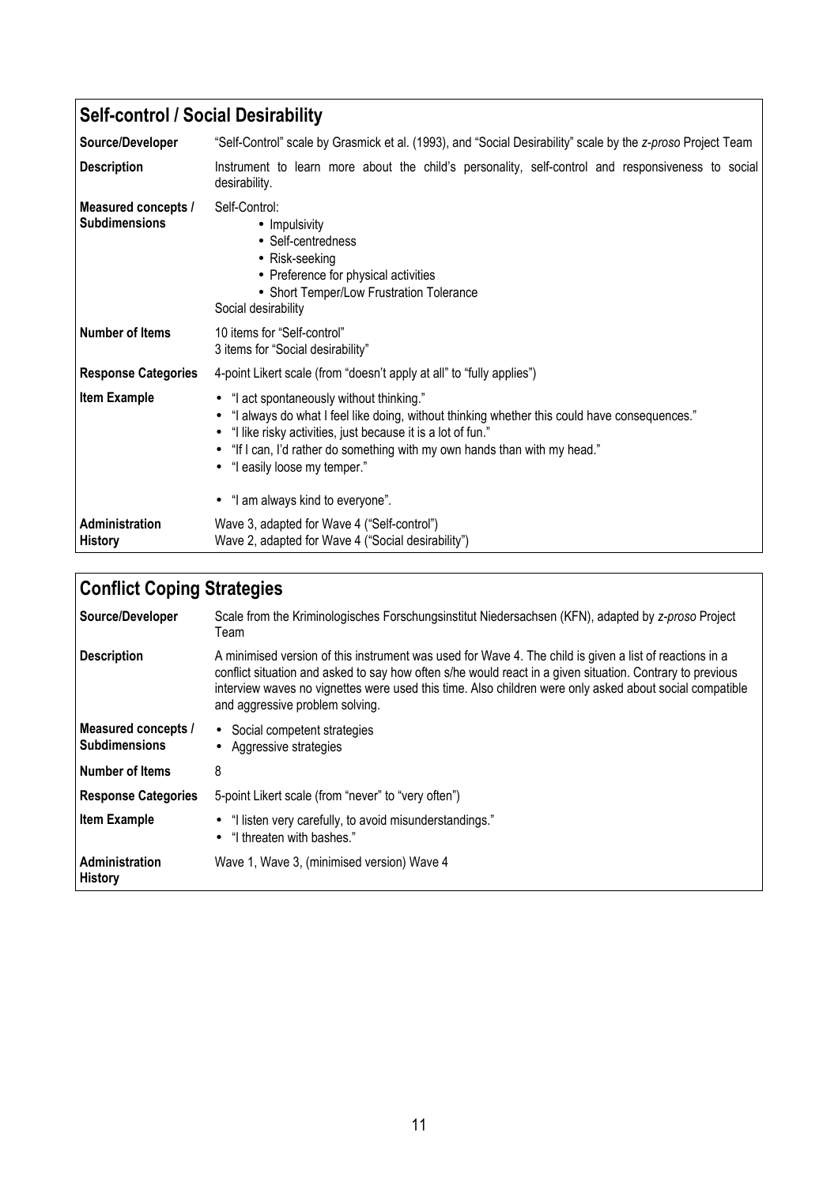## Self-control / Social Desirability

| | |
|---|---|
| **Source/Developer** | "Self-Control" scale by Grasmick et al. (1993), and "Social Desirability" scale by the *z-proso* Project Team |
| **Description** | Instrument to learn more about the child's personality, self-control and responsiveness to social desirability. |
| **Measured concepts / Subdimensions** | Self-Control: <br> • Impulsivity <br> • Self-centredness <br> • Risk-seeking <br> • Preference for physical activities <br> • Short Temper/Low Frustration Tolerance <br> Social desirability |
| **Number of Items** | 10 items for "Self-control" <br> 3 items for "Social desirability" |
| **Response Categories** | 4-point Likert scale (from "doesn't apply at all" to "fully applies") |
| **Item Example** | • "I act spontaneously without thinking." <br> • "I always do what I feel like doing, without thinking whether this could have consequences." <br> • "I like risky activities, just because it is a lot of fun." <br> • "If I can, I'd rather do something with my own hands than with my head." <br> • "I easily loose my temper." <br><br> • "I am always kind to everyone". |
| **Administration History** | Wave 3, adapted for Wave 4 ("Self-control") <br> Wave 2, adapted for Wave 4 ("Social desirability") |

## Conflict Coping Strategies

| | |
|---|---|
| **Source/Developer** | Scale from the Kriminologisches Forschungsinstitut Niedersachsen (KFN), adapted by *z-proso* Project Team |
| **Description** | A minimised version of this instrument was used for Wave 4. The child is given a list of reactions in a conflict situation and asked to say how often s/he would react in a given situation. Contrary to previous interview waves no vignettes were used this time. Also children were only asked about social compatible and aggressive problem solving. |
| **Measured concepts / Subdimensions** | • Social competent strategies <br> • Aggressive strategies |
| **Number of Items** | 8 |
| **Response Categories** | 5-point Likert scale (from "never" to "very often") |
| **Item Example** | • "I listen very carefully, to avoid misunderstandings." <br> • "I threaten with bashes." |
| **Administration History** | Wave 1, Wave 3, (minimised version) Wave 4 |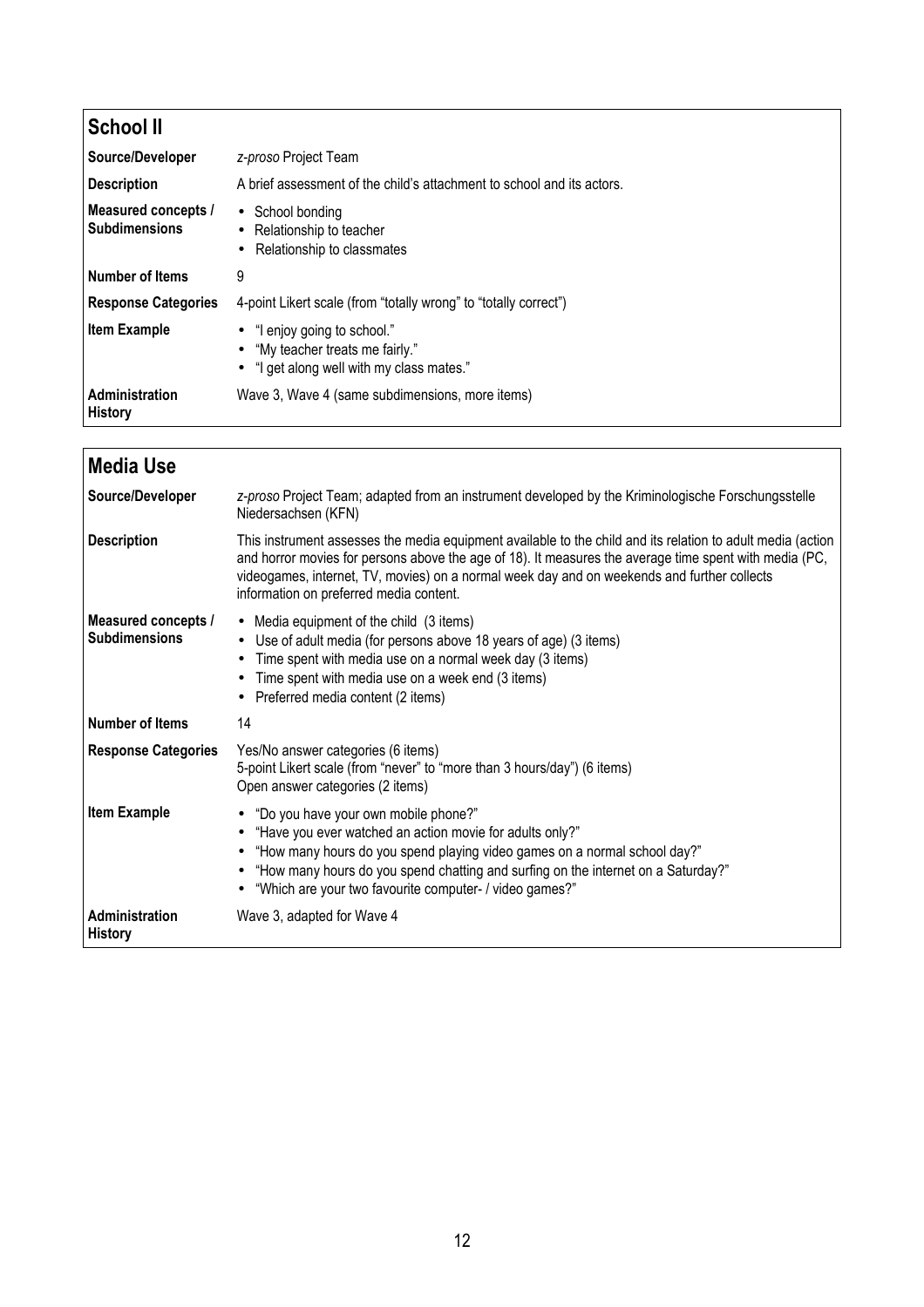## School II

| | |
|---|---|
| **Source/Developer** | *z-proso* Project Team |
| **Description** | A brief assessment of the child's attachment to school and its actors. |
| **Measured concepts / Subdimensions** | • School bonding<br>• Relationship to teacher<br>• Relationship to classmates |
| **Number of Items** | 9 |
| **Response Categories** | 4-point Likert scale (from "totally wrong" to "totally correct") |
| **Item Example** | • "I enjoy going to school."<br>• "My teacher treats me fairly."<br>• "I get along well with my class mates." |
| **Administration History** | Wave 3, Wave 4 (same subdimensions, more items) |

## Media Use

| | |
|---|---|
| **Source/Developer** | *z-proso* Project Team; adapted from an instrument developed by the Kriminologische Forschungsstelle Niedersachsen (KFN) |
| **Description** | This instrument assesses the media equipment available to the child and its relation to adult media (action and horror movies for persons above the age of 18). It measures the average time spent with media (PC, videogames, internet, TV, movies) on a normal week day and on weekends and further collects information on preferred media content. |
| **Measured concepts / Subdimensions** | • Media equipment of the child (3 items)<br>• Use of adult media (for persons above 18 years of age) (3 items)<br>• Time spent with media use on a normal week day (3 items)<br>• Time spent with media use on a week end (3 items)<br>• Preferred media content (2 items) |
| **Number of Items** | 14 |
| **Response Categories** | Yes/No answer categories (6 items)<br>5-point Likert scale (from "never" to "more than 3 hours/day") (6 items)<br>Open answer categories (2 items) |
| **Item Example** | • "Do you have your own mobile phone?"<br>• "Have you ever watched an action movie for adults only?"<br>• "How many hours do you spend playing video games on a normal school day?"<br>• "How many hours do you spend chatting and surfing on the internet on a Saturday?"<br>• "Which are your two favourite computer- / video games?" |
| **Administration History** | Wave 3, adapted for Wave 4 |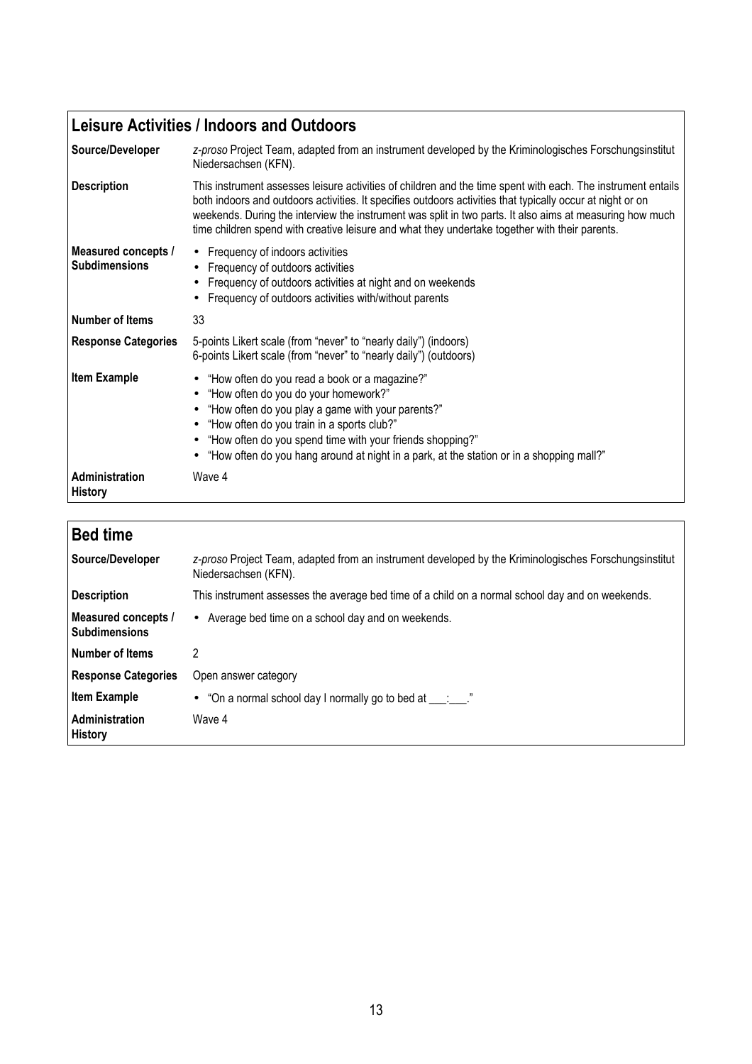## Leisure Activities / Indoors and Outdoors

| | |
|---|---|
| **Source/Developer** | *z-proso* Project Team, adapted from an instrument developed by the Kriminologisches Forschungsinstitut Niedersachsen (KFN). |
| **Description** | This instrument assesses leisure activities of children and the time spent with each. The instrument entails both indoors and outdoors activities. It specifies outdoors activities that typically occur at night or on weekends. During the interview the instrument was split in two parts. It also aims at measuring how much time children spend with creative leisure and what they undertake together with their parents. |
| **Measured concepts / Subdimensions** | • Frequency of indoors activities<br>• Frequency of outdoors activities<br>• Frequency of outdoors activities at night and on weekends<br>• Frequency of outdoors activities with/without parents |
| **Number of Items** | 33 |
| **Response Categories** | 5-points Likert scale (from "never" to "nearly daily") (indoors)<br>6-points Likert scale (from "never" to "nearly daily") (outdoors) |
| **Item Example** | • "How often do you read a book or a magazine?"<br>• "How often do you do your homework?"<br>• "How often do you play a game with your parents?"<br>• "How often do you train in a sports club?"<br>• "How often do you spend time with your friends shopping?"<br>• "How often do you hang around at night in a park, at the station or in a shopping mall?" |
| **Administration History** | Wave 4 |

## Bed time

| | |
|---|---|
| **Source/Developer** | *z-proso* Project Team, adapted from an instrument developed by the Kriminologisches Forschungsinstitut Niedersachsen (KFN). |
| **Description** | This instrument assesses the average bed time of a child on a normal school day and on weekends. |
| **Measured concepts / Subdimensions** | • Average bed time on a school day and on weekends. |
| **Number of Items** | 2 |
| **Response Categories** | Open answer category |
| **Item Example** | • "On a normal school day I normally go to bed at ___:___." |
| **Administration History** | Wave 4 |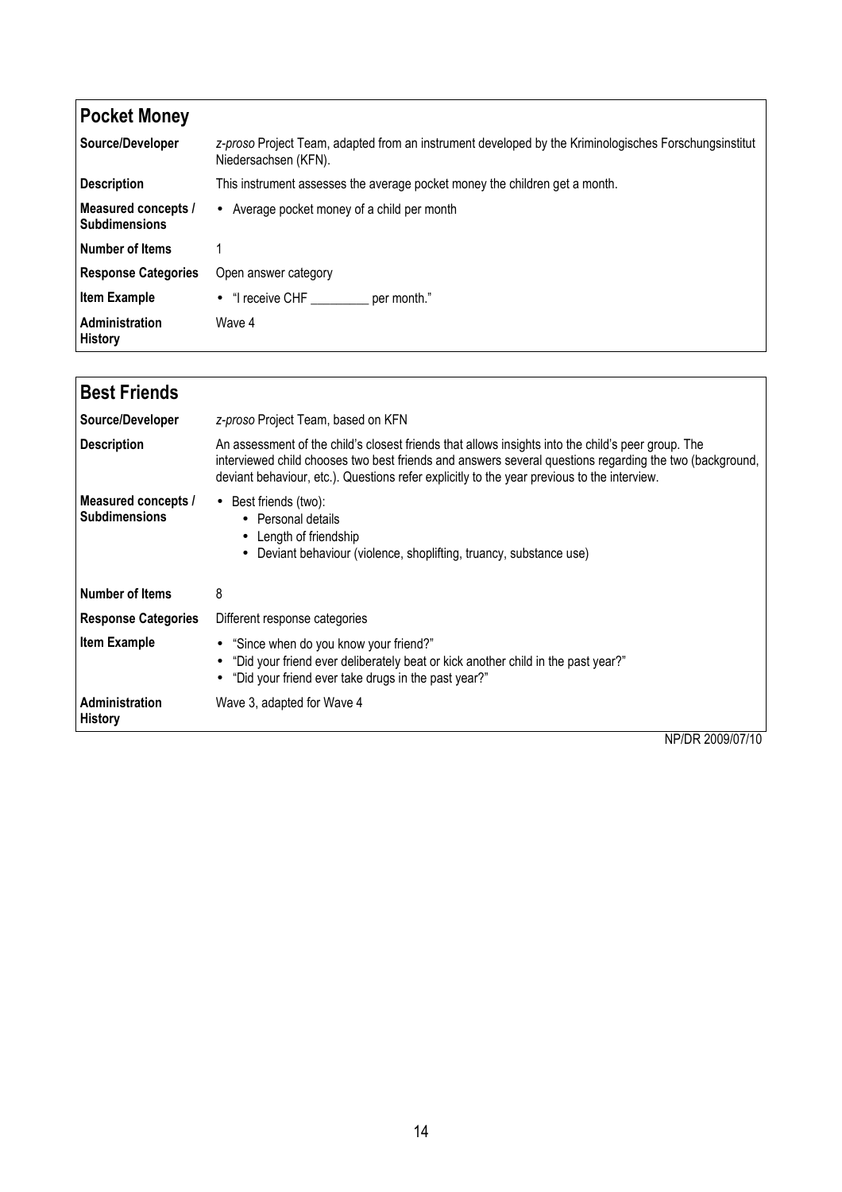## Pocket Money

| | |
|---|---|
| **Source/Developer** | *z-proso* Project Team, adapted from an instrument developed by the Kriminologisches Forschungsinstitut Niedersachsen (KFN). |
| **Description** | This instrument assesses the average pocket money the children get a month. |
| **Measured concepts / Subdimensions** | • Average pocket money of a child per month |
| **Number of Items** | 1 |
| **Response Categories** | Open answer category |
| **Item Example** | • "I receive CHF _________ per month." |
| **Administration History** | Wave 4 |

## Best Friends

| | |
|---|---|
| **Source/Developer** | *z-proso* Project Team, based on KFN |
| **Description** | An assessment of the child's closest friends that allows insights into the child's peer group. The interviewed child chooses two best friends and answers several questions regarding the two (background, deviant behaviour, etc.). Questions refer explicitly to the year previous to the interview. |
| **Measured concepts / Subdimensions** | • Best friends (two):<br>  • Personal details<br>  • Length of friendship<br>  • Deviant behaviour (violence, shoplifting, truancy, substance use) |
| **Number of Items** | 8 |
| **Response Categories** | Different response categories |
| **Item Example** | • "Since when do you know your friend?"<br>• "Did your friend ever deliberately beat or kick another child in the past year?"<br>• "Did your friend ever take drugs in the past year?" |
| **Administration History** | Wave 3, adapted for Wave 4 |

NP/DR 2009/07/10